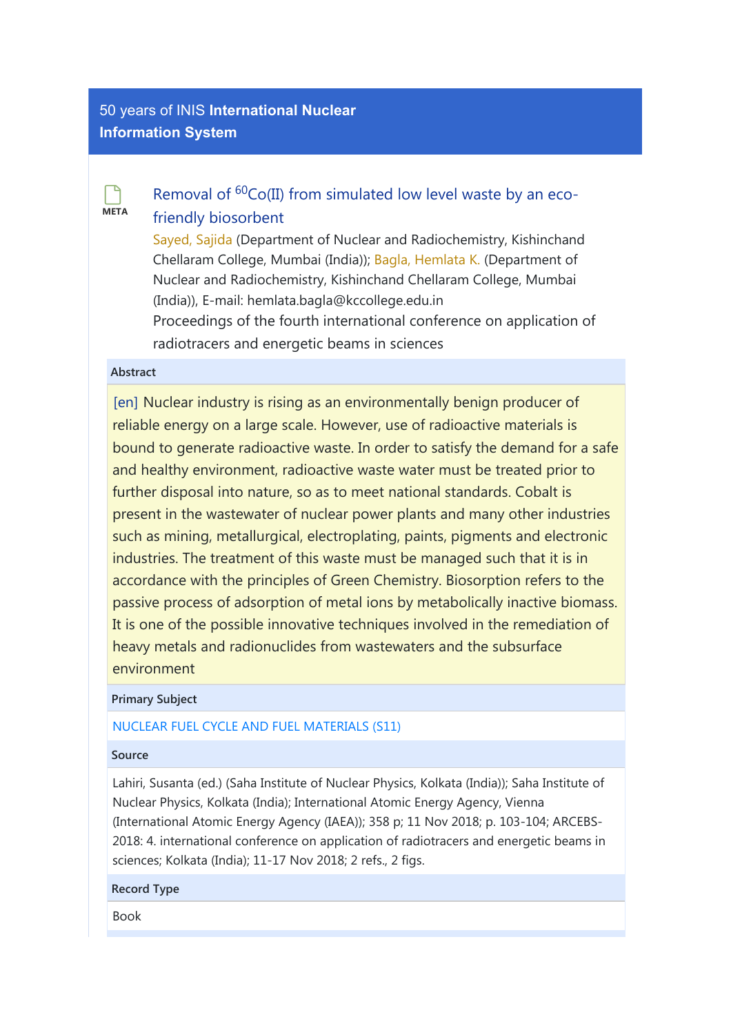50 years of INIS **International Nuclear Information System**

META

# Removal of $^{60}Co(II)$ from simulated low level waste by an eco-friendly biosorbent

Sayed, Sajida (Department of Nuclear and Radiochemistry, Kishinchand Chellaram College, Mumbai (India)); Bagla, Hemlata K. (Department of Nuclear and Radiochemistry, Kishinchand Chellaram College, Mumbai (India)), E-mail: hemlata.bagla@kccollege.edu.in

Proceedings of the fourth international conference on application of radiotracers and energetic beams in sciences

**Abstract**

[en] Nuclear industry is rising as an environmentally benign producer of reliable energy on a large scale. However, use of radioactive materials is bound to generate radioactive waste. In order to satisfy the demand for a safe and healthy environment, radioactive waste water must be treated prior to further disposal into nature, so as to meet national standards. Cobalt is present in the wastewater of nuclear power plants and many other industries such as mining, metallurgical, electroplating, paints, pigments and electronic industries. The treatment of this waste must be managed such that it is in accordance with the principles of Green Chemistry. Biosorption refers to the passive process of adsorption of metal ions by metabolically inactive biomass. It is one of the possible innovative techniques involved in the remediation of heavy metals and radionuclides from wastewaters and the subsurface environment

**Primary Subject**

NUCLEAR FUEL CYCLE AND FUEL MATERIALS (S11)

**Source**

Lahiri, Susanta (ed.) (Saha Institute of Nuclear Physics, Kolkata (India)); Saha Institute of Nuclear Physics, Kolkata (India); International Atomic Energy Agency, Vienna (International Atomic Energy Agency (IAEA)); 358 p; 11 Nov 2018; p. 103-104; ARCEBS-2018: 4. international conference on application of radiotracers and energetic beams in sciences; Kolkata (India); 11-17 Nov 2018; 2 refs., 2 figs.

**Record Type**

Book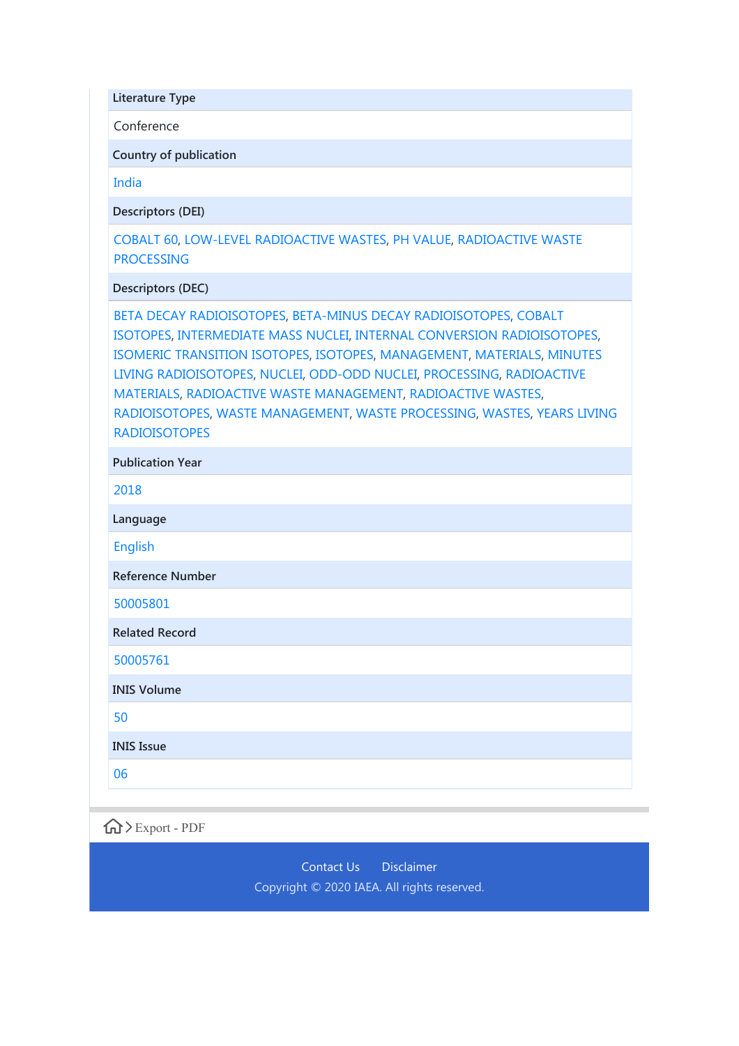**Literature Type**

Conference

**Country of publication**

India

**Descriptors (DEI)**

COBALT 60, LOW-LEVEL RADIOACTIVE WASTES, PH VALUE, RADIOACTIVE WASTE PROCESSING

**Descriptors (DEC)**

BETA DECAY RADIOISOTOPES, BETA-MINUS DECAY RADIOISOTOPES, COBALT ISOTOPES, INTERMEDIATE MASS NUCLEI, INTERNAL CONVERSION RADIOISOTOPES, ISOMERIC TRANSITION ISOTOPES, ISOTOPES, MANAGEMENT, MATERIALS, MINUTES LIVING RADIOISOTOPES, NUCLEI, ODD-ODD NUCLEI, PROCESSING, RADIOACTIVE MATERIALS, RADIOACTIVE WASTE MANAGEMENT, RADIOACTIVE WASTES, RADIOISOTOPES, WASTE MANAGEMENT, WASTE PROCESSING, WASTES, YEARS LIVING RADIOISOTOPES

**Publication Year**

2018

**Language**

English

**Reference Number**

50005801

**Related Record**

50005761

**INIS Volume**

50

**INIS Issue**

06

Export - PDF

Contact Us Disclaimer

Copyright © 2020 IAEA. All rights reserved.